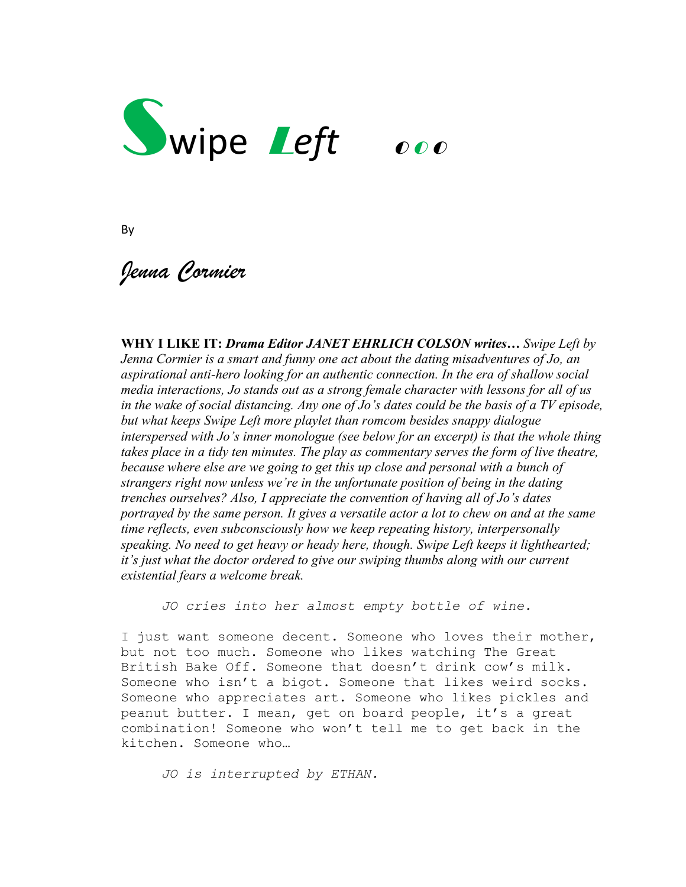# Swipe Left ◐◐◐

By

*Jenna Cormier*

**WHY I LIKE IT:** ***Drama Editor JANET EHRLICH COLSON writes…*** *Swipe Left by Jenna Cormier is a smart and funny one act about the dating misadventures of Jo, an aspirational anti-hero looking for an authentic connection. In the era of shallow social media interactions, Jo stands out as a strong female character with lessons for all of us in the wake of social distancing. Any one of Jo's dates could be the basis of a TV episode, but what keeps Swipe Left more playlet than romcom besides snappy dialogue interspersed with Jo's inner monologue (see below for an excerpt) is that the whole thing takes place in a tidy ten minutes. The play as commentary serves the form of live theatre, because where else are we going to get this up close and personal with a bunch of strangers right now unless we're in the unfortunate position of being in the dating trenches ourselves? Also, I appreciate the convention of having all of Jo's dates portrayed by the same person. It gives a versatile actor a lot to chew on and at the same time reflects, even subconsciously how we keep repeating history, interpersonally speaking. No need to get heavy or heady here, though. Swipe Left keeps it lighthearted; it's just what the doctor ordered to give our swiping thumbs along with our current existential fears a welcome break.*

*JO cries into her almost empty bottle of wine.*

I just want someone decent. Someone who loves their mother, but not too much. Someone who likes watching The Great British Bake Off. Someone that doesn't drink cow's milk. Someone who isn't a bigot. Someone that likes weird socks. Someone who appreciates art. Someone who likes pickles and peanut butter. I mean, get on board people, it's a great combination! Someone who won't tell me to get back in the kitchen. Someone who…

*JO is interrupted by ETHAN.*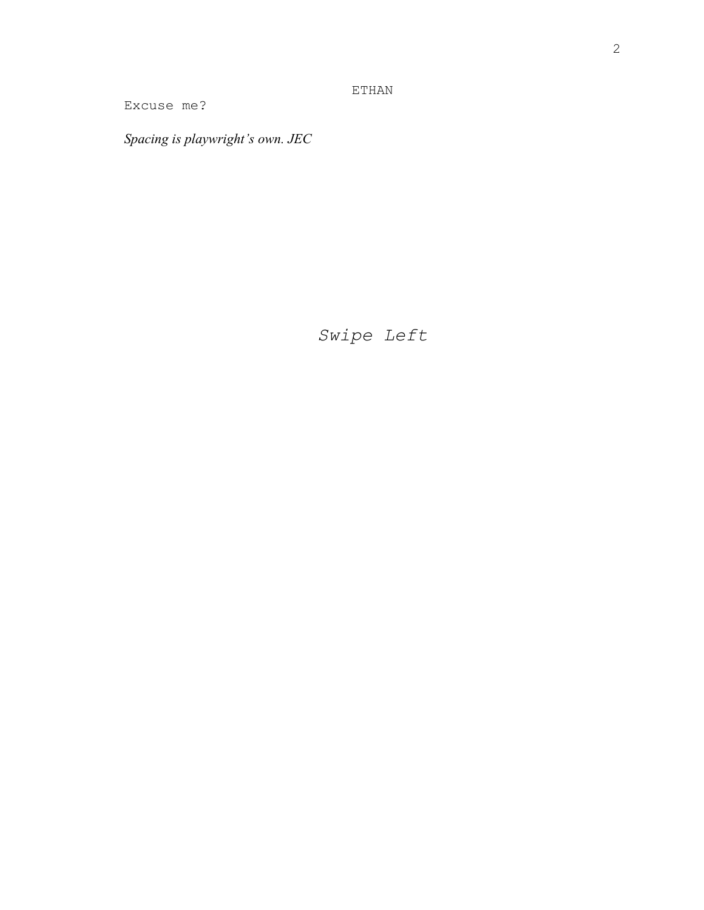ETHAN

Excuse me?

*Spacing is playwright's own. JEC*

*Swipe Left*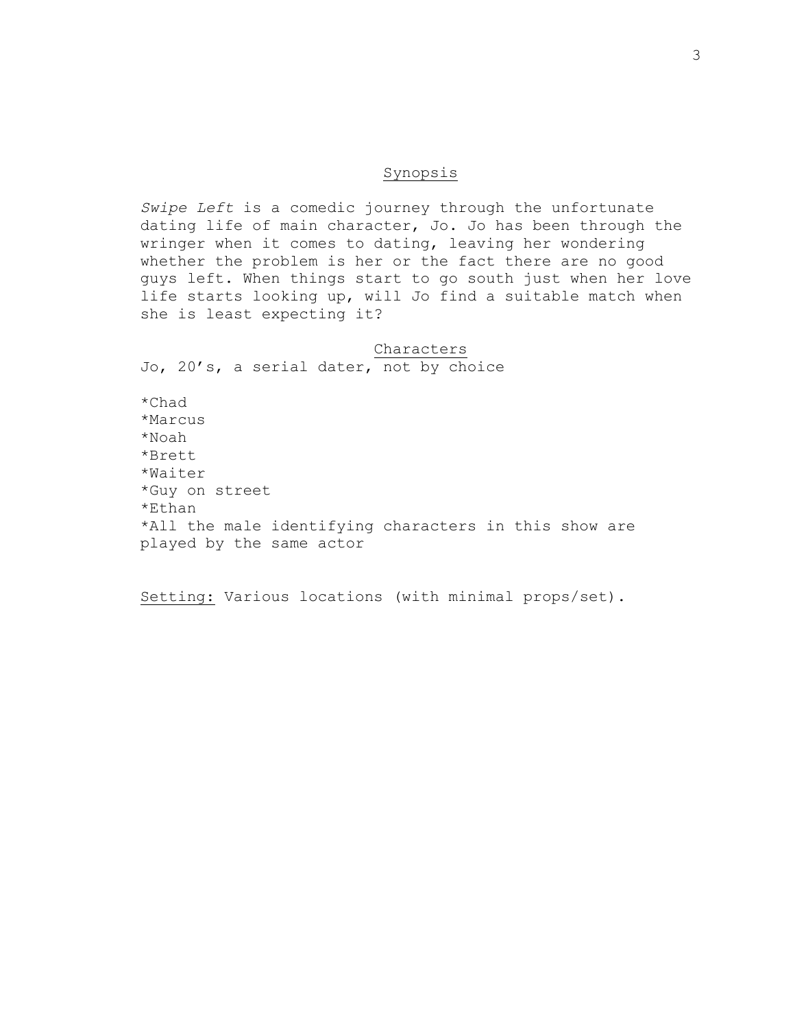## Synopsis

*Swipe Left* is a comedic journey through the unfortunate dating life of main character, Jo. Jo has been through the wringer when it comes to dating, leaving her wondering whether the problem is her or the fact there are no good guys left. When things start to go south just when her love life starts looking up, will Jo find a suitable match when she is least expecting it?

## Characters

Jo, 20's, a serial dater, not by choice

*Chad
*Marcus
*Noah
*Brett
*Waiter
*Guy on street
*Ethan
*All the male identifying characters in this show are played by the same actor

Setting: Various locations (with minimal props/set).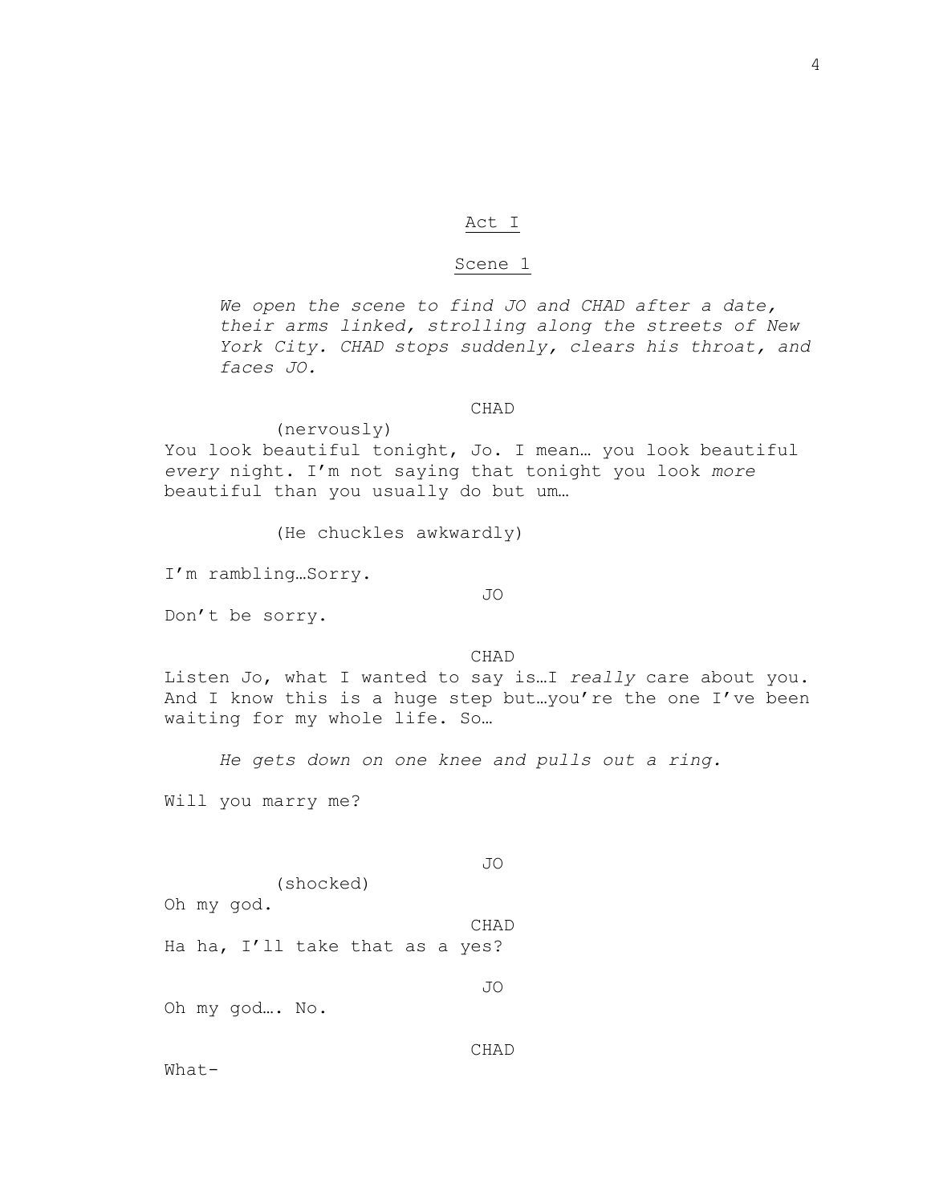## Act I

### Scene 1

*We open the scene to find JO and CHAD after a date, their arms linked, strolling along the streets of New York City. CHAD stops suddenly, clears his throat, and faces JO.*

CHAD

(nervously)

You look beautiful tonight, Jo. I mean… you look beautiful *every* night. I'm not saying that tonight you look *more* beautiful than you usually do but um…

(He chuckles awkwardly)

I'm rambling…Sorry.

JO

Don't be sorry.

CHAD

Listen Jo, what I wanted to say is…I *really* care about you. And I know this is a huge step but…you're the one I've been waiting for my whole life. So…

*He gets down on one knee and pulls out a ring.*

Will you marry me?

JO

(shocked)

Oh my god.

CHAD

Ha ha, I'll take that as a yes?

JO

Oh my god…. No.

CHAD

What-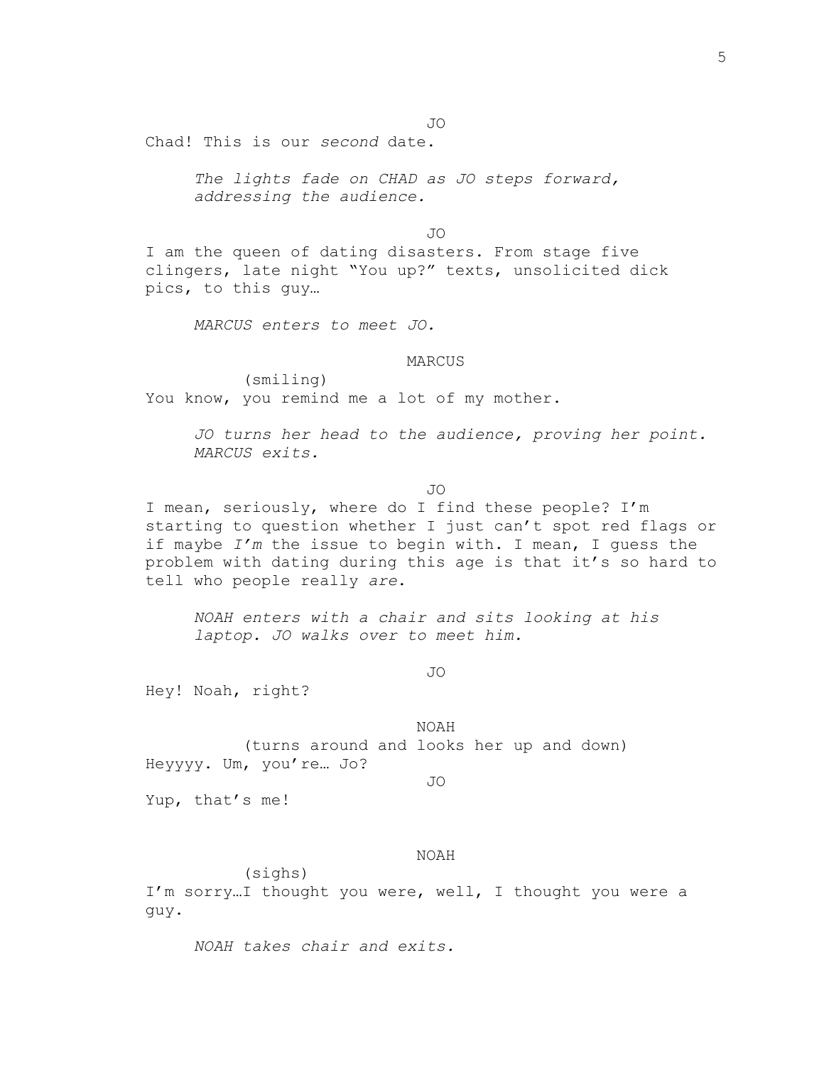JO

Chad! This is our *second* date.

*The lights fade on CHAD as JO steps forward, addressing the audience.*

JO

I am the queen of dating disasters. From stage five clingers, late night "You up?" texts, unsolicited dick pics, to this guy…

*MARCUS enters to meet JO.*

MARCUS

(smiling)

You know, you remind me a lot of my mother.

*JO turns her head to the audience, proving her point. MARCUS exits.*

JO

I mean, seriously, where do I find these people? I'm starting to question whether I just can't spot red flags or if maybe *I'm* the issue to begin with. I mean, I guess the problem with dating during this age is that it's so hard to tell who people really *are*.

*NOAH enters with a chair and sits looking at his laptop. JO walks over to meet him.*

JO

Hey! Noah, right?

NOAH

(turns around and looks her up and down)

Heyyyy. Um, you're… Jo?

JO

Yup, that's me!

NOAH

(sighs)

I'm sorry…I thought you were, well, I thought you were a guy.

*NOAH takes chair and exits.*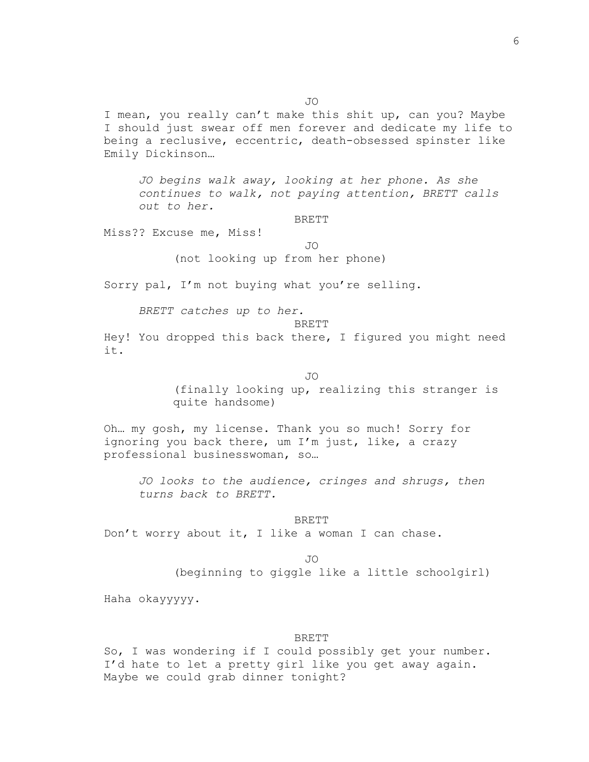JO

I mean, you really can't make this shit up, can you? Maybe I should just swear off men forever and dedicate my life to being a reclusive, eccentric, death-obsessed spinster like Emily Dickinson…

*JO begins walk away, looking at her phone. As she continues to walk, not paying attention, BRETT calls out to her.*

BRETT

Miss?? Excuse me, Miss!

JO

(not looking up from her phone)

Sorry pal, I'm not buying what you're selling.

*BRETT catches up to her.*

BRETT

Hey! You dropped this back there, I figured you might need it.

JO

(finally looking up, realizing this stranger is quite handsome)

Oh… my gosh, my license. Thank you so much! Sorry for ignoring you back there, um I'm just, like, a crazy professional businesswoman, so…

*JO looks to the audience, cringes and shrugs, then turns back to BRETT.*

BRETT

Don't worry about it, I like a woman I can chase.

JO

(beginning to giggle like a little schoolgirl)

Haha okayyyyy.

BRETT

So, I was wondering if I could possibly get your number. I'd hate to let a pretty girl like you get away again. Maybe we could grab dinner tonight?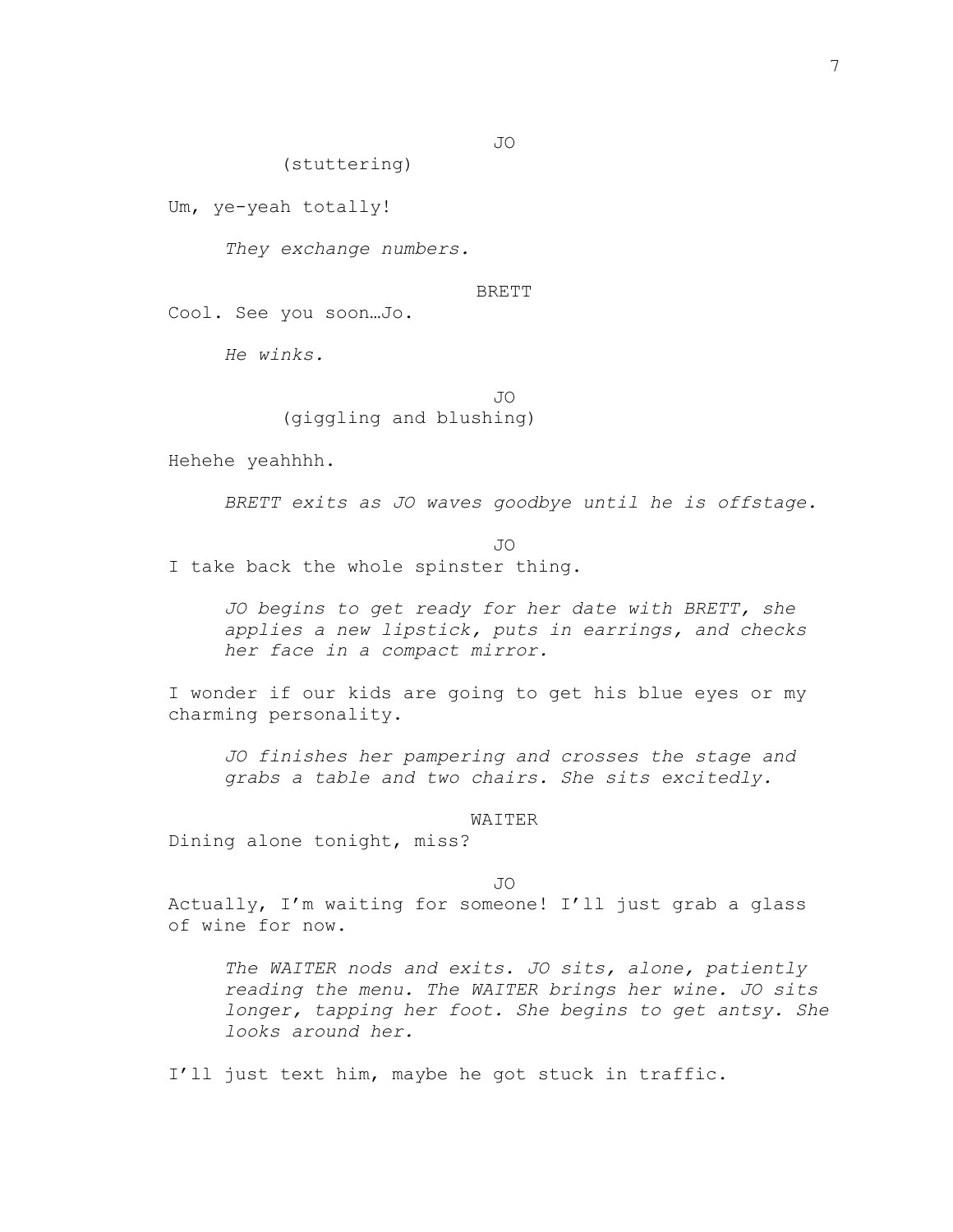JO

(stuttering)

Um, ye-yeah totally!

*They exchange numbers.*

BRETT

Cool. See you soon…Jo.

*He winks.*

JO

(giggling and blushing)

Hehehe yeahhhh.

*BRETT exits as JO waves goodbye until he is offstage.*

JO

I take back the whole spinster thing.

*JO begins to get ready for her date with BRETT, she applies a new lipstick, puts in earrings, and checks her face in a compact mirror.*

I wonder if our kids are going to get his blue eyes or my charming personality.

*JO finishes her pampering and crosses the stage and grabs a table and two chairs. She sits excitedly.*

WAITER

Dining alone tonight, miss?

JO

Actually, I'm waiting for someone! I'll just grab a glass of wine for now.

*The WAITER nods and exits. JO sits, alone, patiently reading the menu. The WAITER brings her wine. JO sits longer, tapping her foot. She begins to get antsy. She looks around her.*

I'll just text him, maybe he got stuck in traffic.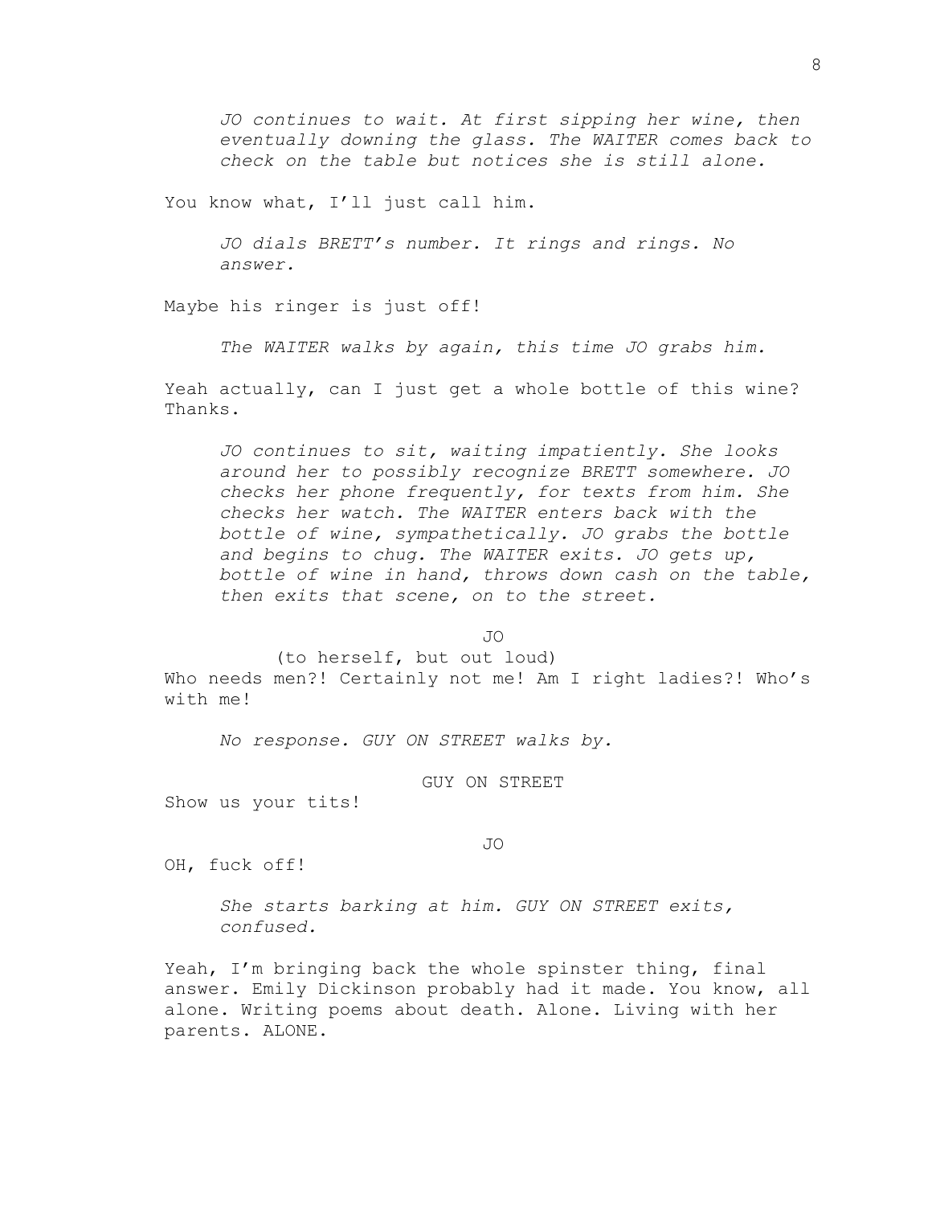*JO continues to wait. At first sipping her wine, then eventually downing the glass. The WAITER comes back to check on the table but notices she is still alone.*

You know what, I'll just call him.

*JO dials BRETT's number. It rings and rings. No answer.*

Maybe his ringer is just off!

*The WAITER walks by again, this time JO grabs him.*

Yeah actually, can I just get a whole bottle of this wine? Thanks.

*JO continues to sit, waiting impatiently. She looks around her to possibly recognize BRETT somewhere. JO checks her phone frequently, for texts from him. She checks her watch. The WAITER enters back with the bottle of wine, sympathetically. JO grabs the bottle and begins to chug. The WAITER exits. JO gets up, bottle of wine in hand, throws down cash on the table, then exits that scene, on to the street.*

JO

(to herself, but out loud)

Who needs men?! Certainly not me! Am I right ladies?! Who's with me!

*No response. GUY ON STREET walks by.*

GUY ON STREET

Show us your tits!

JO

OH, fuck off!

*She starts barking at him. GUY ON STREET exits, confused.*

Yeah, I'm bringing back the whole spinster thing, final answer. Emily Dickinson probably had it made. You know, all alone. Writing poems about death. Alone. Living with her parents. ALONE.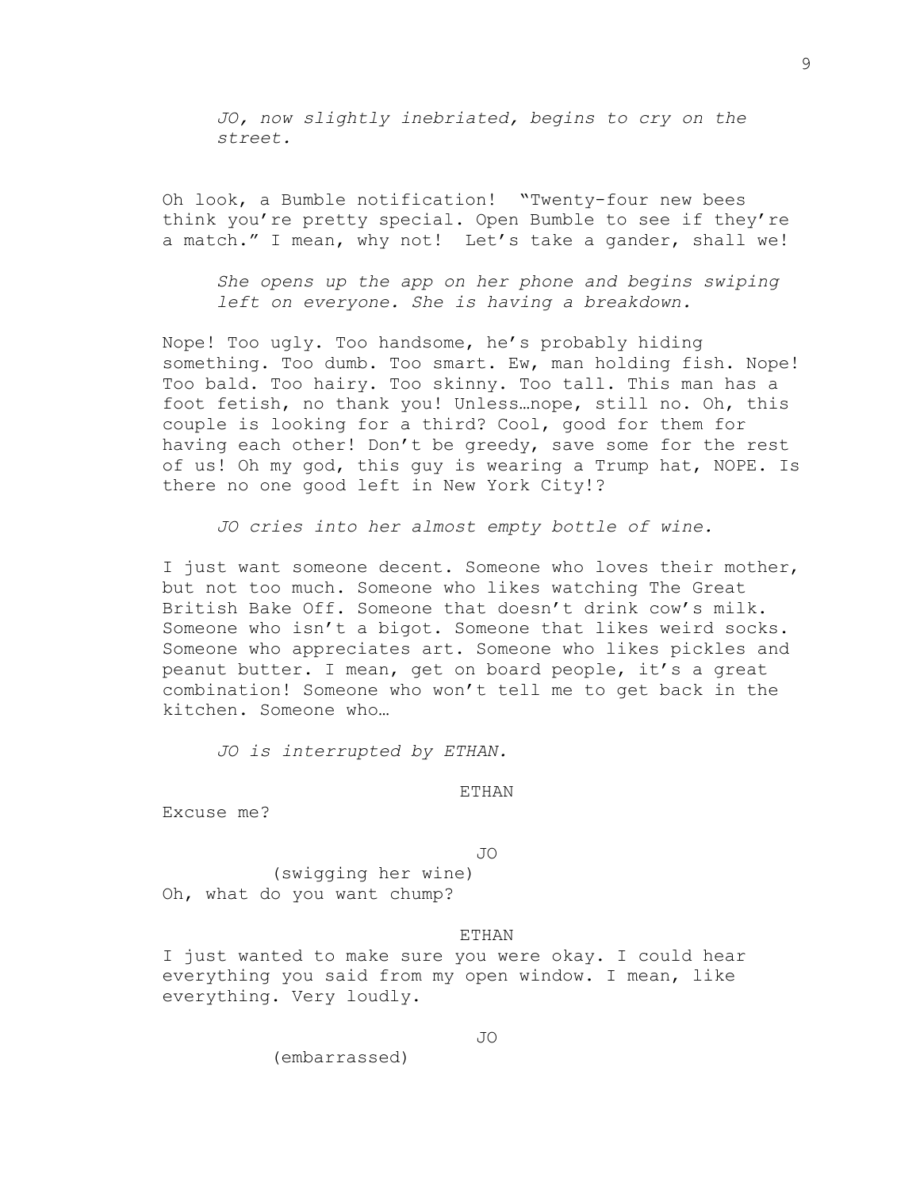*JO, now slightly inebriated, begins to cry on the street.*

Oh look, a Bumble notification! "Twenty-four new bees think you're pretty special. Open Bumble to see if they're a match." I mean, why not! Let's take a gander, shall we!

*She opens up the app on her phone and begins swiping left on everyone. She is having a breakdown.*

Nope! Too ugly. Too handsome, he's probably hiding something. Too dumb. Too smart. Ew, man holding fish. Nope! Too bald. Too hairy. Too skinny. Too tall. This man has a foot fetish, no thank you! Unless…nope, still no. Oh, this couple is looking for a third? Cool, good for them for having each other! Don't be greedy, save some for the rest of us! Oh my god, this guy is wearing a Trump hat, NOPE. Is there no one good left in New York City!?

*JO cries into her almost empty bottle of wine.*

I just want someone decent. Someone who loves their mother, but not too much. Someone who likes watching The Great British Bake Off. Someone that doesn't drink cow's milk. Someone who isn't a bigot. Someone that likes weird socks. Someone who appreciates art. Someone who likes pickles and peanut butter. I mean, get on board people, it's a great combination! Someone who won't tell me to get back in the kitchen. Someone who…

*JO is interrupted by ETHAN.*

ETHAN

Excuse me?

JO

(swigging her wine)

Oh, what do you want chump?

ETHAN

I just wanted to make sure you were okay. I could hear everything you said from my open window. I mean, like everything. Very loudly.

JO

(embarrassed)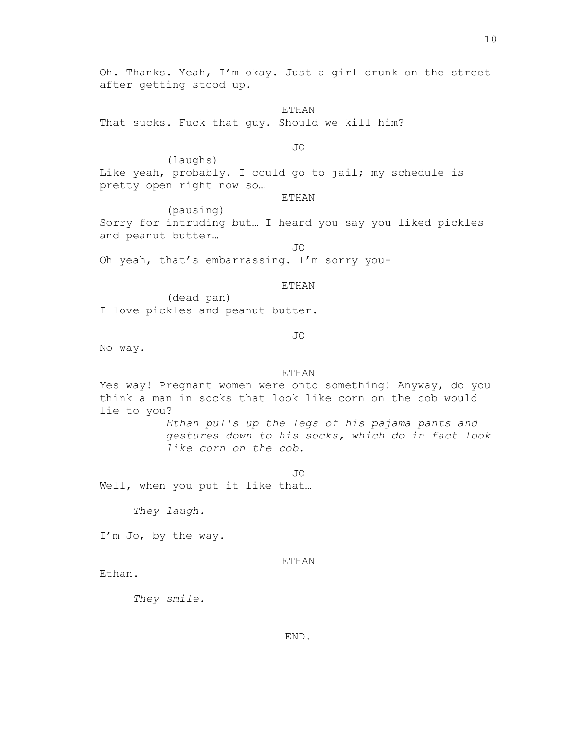Oh. Thanks. Yeah, I'm okay. Just a girl drunk on the street after getting stood up.

ETHAN

That sucks. Fuck that guy. Should we kill him?

JO

(laughs)

Like yeah, probably. I could go to jail; my schedule is pretty open right now so…

ETHAN

(pausing)

Sorry for intruding but… I heard you say you liked pickles and peanut butter…

JO

Oh yeah, that's embarrassing. I'm sorry you-

ETHAN

(dead pan)

I love pickles and peanut butter.

JO

No way.

ETHAN

Yes way! Pregnant women were onto something! Anyway, do you think a man in socks that look like corn on the cob would lie to you?

*Ethan pulls up the legs of his pajama pants and gestures down to his socks, which do in fact look like corn on the cob.*

JO

Well, when you put it like that…

*They laugh.*

I'm Jo, by the way.

ETHAN

Ethan.

*They smile.*

END.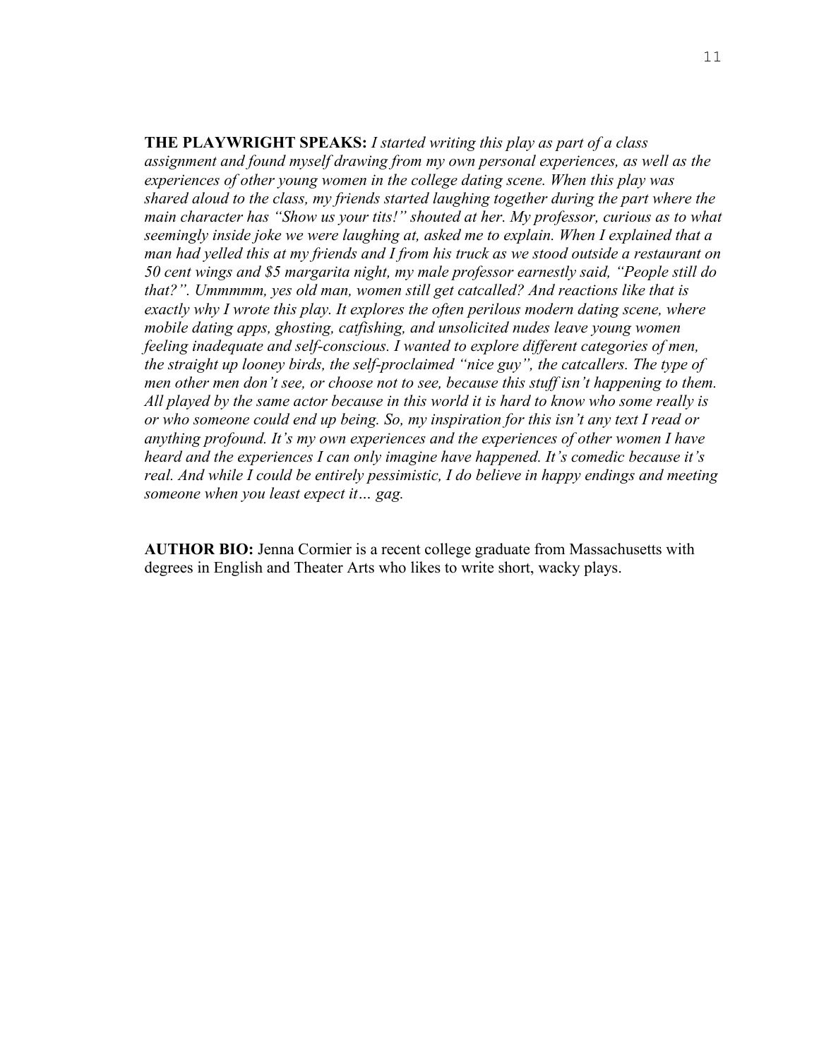**THE PLAYWRIGHT SPEAKS:** *I started writing this play as part of a class assignment and found myself drawing from my own personal experiences, as well as the experiences of other young women in the college dating scene. When this play was shared aloud to the class, my friends started laughing together during the part where the main character has "Show us your tits!" shouted at her. My professor, curious as to what seemingly inside joke we were laughing at, asked me to explain. When I explained that a man had yelled this at my friends and I from his truck as we stood outside a restaurant on 50 cent wings and $5 margarita night, my male professor earnestly said, "People still do that?". Ummmmm, yes old man, women still get catcalled? And reactions like that is exactly why I wrote this play. It explores the often perilous modern dating scene, where mobile dating apps, ghosting, catfishing, and unsolicited nudes leave young women feeling inadequate and self-conscious. I wanted to explore different categories of men, the straight up looney birds, the self-proclaimed "nice guy", the catcallers. The type of men other men don't see, or choose not to see, because this stuff isn't happening to them. All played by the same actor because in this world it is hard to know who some really is or who someone could end up being. So, my inspiration for this isn't any text I read or anything profound. It's my own experiences and the experiences of other women I have heard and the experiences I can only imagine have happened. It's comedic because it's real. And while I could be entirely pessimistic, I do believe in happy endings and meeting someone when you least expect it… gag.*

**AUTHOR BIO:** Jenna Cormier is a recent college graduate from Massachusetts with degrees in English and Theater Arts who likes to write short, wacky plays.